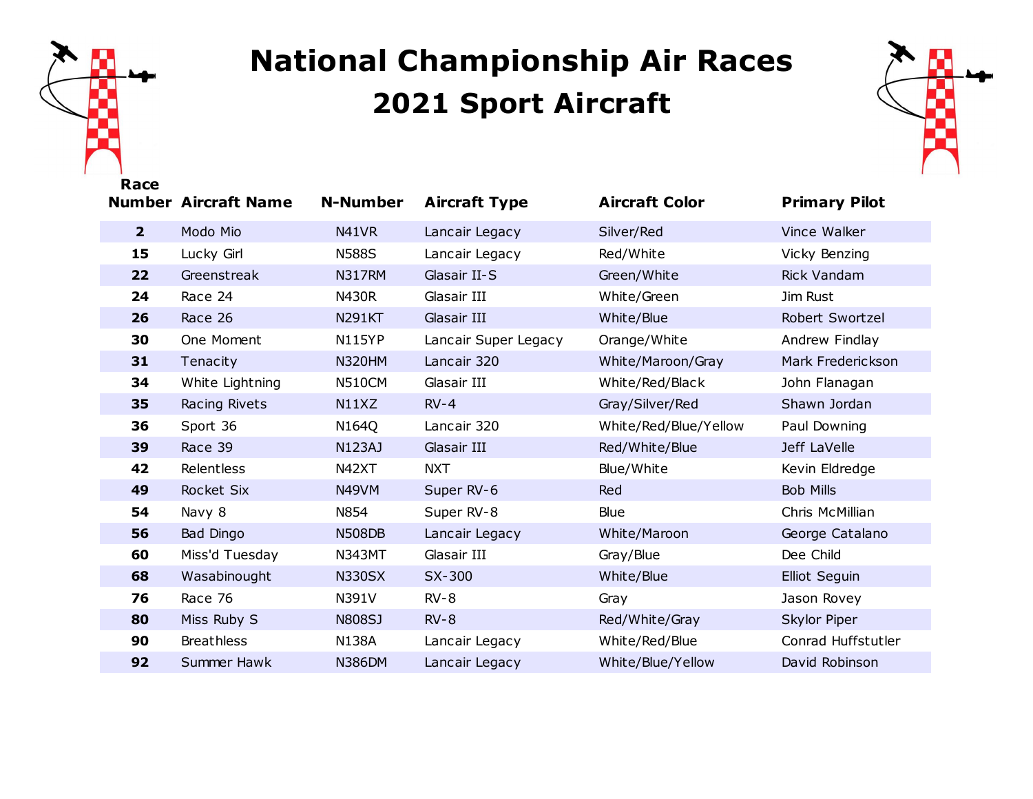# National Championship Air Races

## 2021 Sport Aircraft

| Race Number | Aircraft Name | N-Number | Aircraft Type | Aircraft Color | Primary Pilot |
|---|---|---|---|---|---|
| 2 | Modo Mio | N41VR | Lancair Legacy | Silver/Red | Vince Walker |
| 15 | Lucky Girl | N588S | Lancair Legacy | Red/White | Vicky Benzing |
| 22 | Greenstreak | N317RM | Glasair II-S | Green/White | Rick Vandam |
| 24 | Race 24 | N430R | Glasair III | White/Green | Jim Rust |
| 26 | Race 26 | N291KT | Glasair III | White/Blue | Robert Swortzel |
| 30 | One Moment | N115YP | Lancair Super Legacy | Orange/White | Andrew Findlay |
| 31 | Tenacity | N320HM | Lancair 320 | White/Maroon/Gray | Mark Frederickson |
| 34 | White Lightning | N510CM | Glasair III | White/Red/Black | John Flanagan |
| 35 | Racing Rivets | N11XZ | RV-4 | Gray/Silver/Red | Shawn Jordan |
| 36 | Sport 36 | N164Q | Lancair 320 | White/Red/Blue/Yellow | Paul Downing |
| 39 | Race 39 | N123AJ | Glasair III | Red/White/Blue | Jeff LaVelle |
| 42 | Relentless | N42XT | NXT | Blue/White | Kevin Eldredge |
| 49 | Rocket Six | N49VM | Super RV-6 | Red | Bob Mills |
| 54 | Navy 8 | N854 | Super RV-8 | Blue | Chris McMillian |
| 56 | Bad Dingo | N508DB | Lancair Legacy | White/Maroon | George Catalano |
| 60 | Miss'd Tuesday | N343MT | Glasair III | Gray/Blue | Dee Child |
| 68 | Wasabinought | N330SX | SX-300 | White/Blue | Elliot Seguin |
| 76 | Race 76 | N391V | RV-8 | Gray | Jason Rovey |
| 80 | Miss Ruby S | N808SJ | RV-8 | Red/White/Gray | Skylor Piper |
| 90 | Breathless | N138A | Lancair Legacy | White/Red/Blue | Conrad Huffstutler |
| 92 | Summer Hawk | N386DM | Lancair Legacy | White/Blue/Yellow | David Robinson |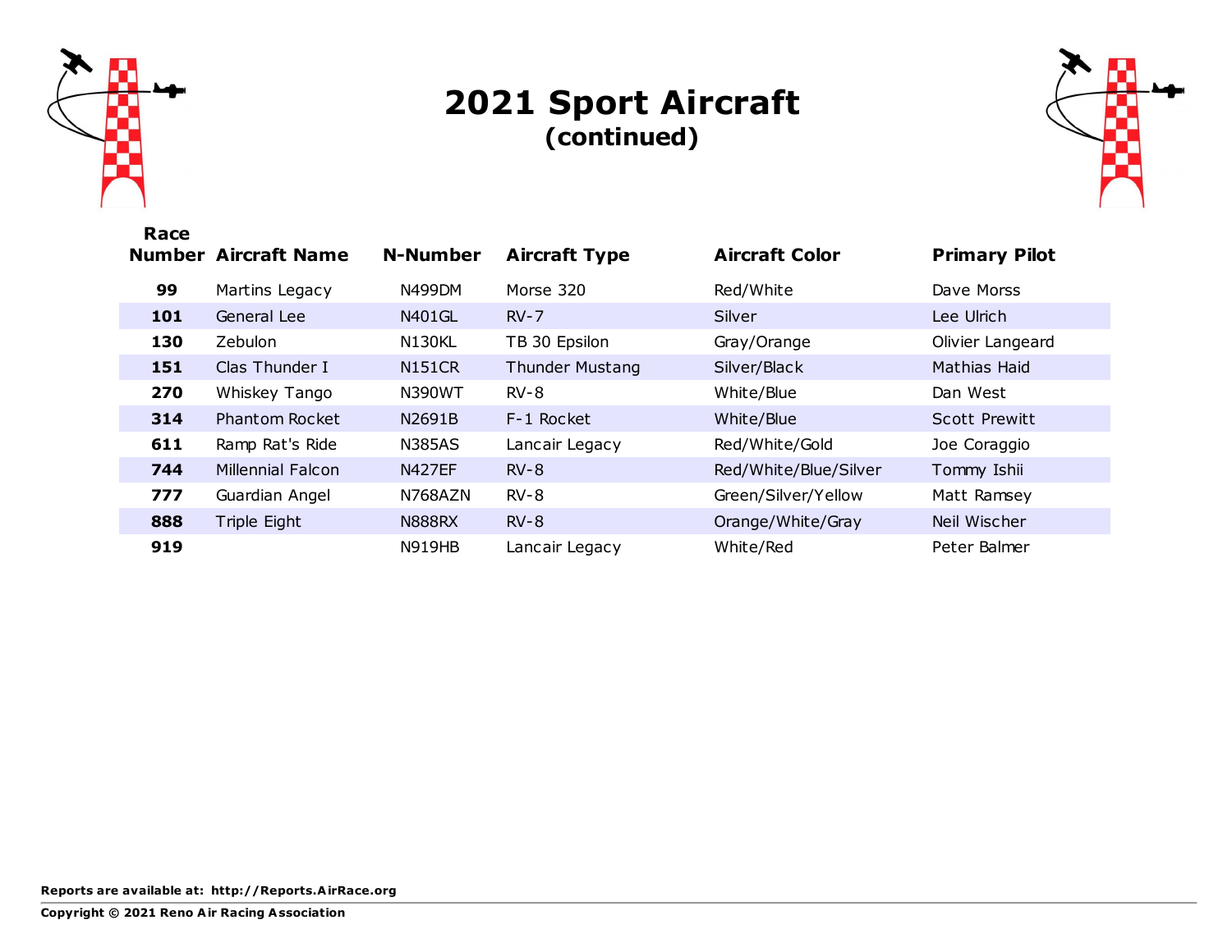# 2021 Sport Aircraft
## (continued)

| Race Number | Aircraft Name | N-Number | Aircraft Type | Aircraft Color | Primary Pilot |
|---|---|---|---|---|---|
| **99** | Martins Legacy | N499DM | Morse 320 | Red/White | Dave Morss |
| **101** | General Lee | N401GL | RV-7 | Silver | Lee Ulrich |
| **130** | Zebulon | N130KL | TB 30 Epsilon | Gray/Orange | Olivier Langeard |
| **151** | Clas Thunder I | N151CR | Thunder Mustang | Silver/Black | Mathias Haid |
| **270** | Whiskey Tango | N390WT | RV-8 | White/Blue | Dan West |
| **314** | Phantom Rocket | N2691B | F-1 Rocket | White/Blue | Scott Prewitt |
| **611** | Ramp Rat's Ride | N385AS | Lancair Legacy | Red/White/Gold | Joe Coraggio |
| **744** | Millennial Falcon | N427EF | RV-8 | Red/White/Blue/Silver | Tommy Ishii |
| **777** | Guardian Angel | N768AZN | RV-8 | Green/Silver/Yellow | Matt Ramsey |
| **888** | Triple Eight | N888RX | RV-8 | Orange/White/Gray | Neil Wischer |
| **919** | | N919HB | Lancair Legacy | White/Red | Peter Balmer |

**Reports are available at: http://Reports.AirRace.org**

**Copyright © 2021 Reno Air Racing Association**